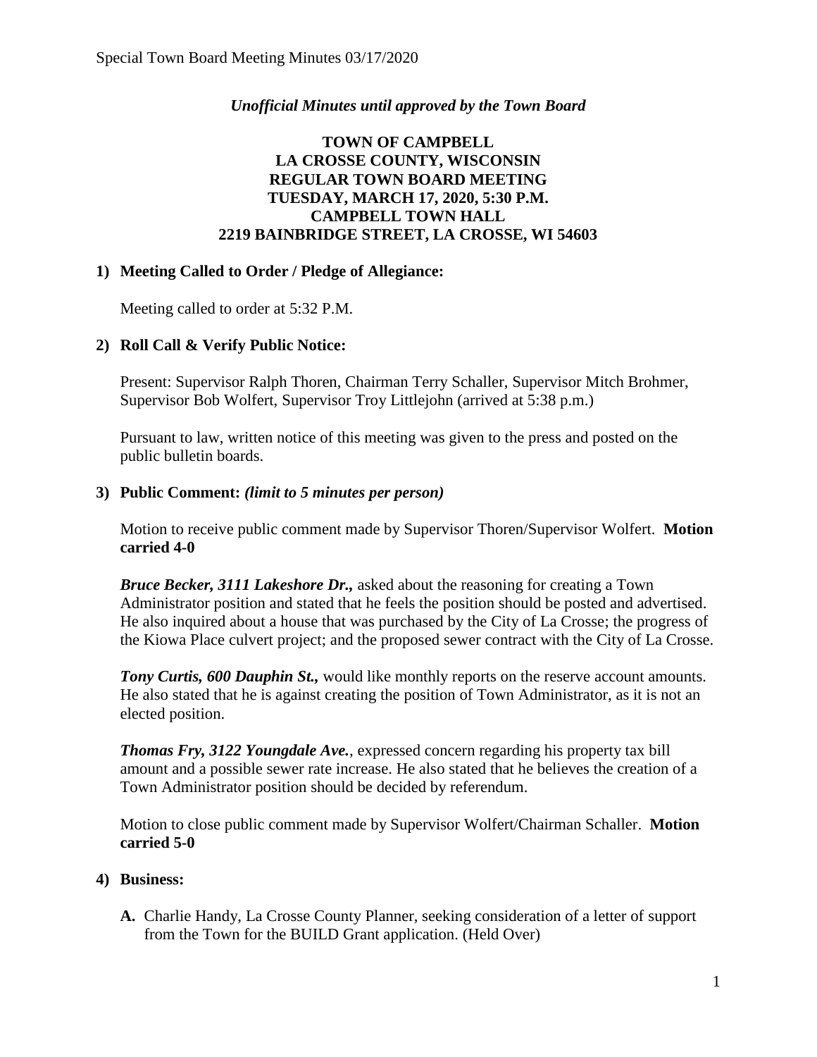*Unofficial Minutes until approved by the Town Board*

**TOWN OF CAMPBELL**
**LA CROSSE COUNTY, WISCONSIN**
**REGULAR TOWN BOARD MEETING**
**TUESDAY, MARCH 17, 2020, 5:30 P.M.**
**CAMPBELL TOWN HALL**
**2219 BAINBRIDGE STREET, LA CROSSE, WI 54603**

**1) Meeting Called to Order / Pledge of Allegiance:**

Meeting called to order at 5:32 P.M.

**2) Roll Call & Verify Public Notice:**

Present: Supervisor Ralph Thoren, Chairman Terry Schaller, Supervisor Mitch Brohmer, Supervisor Bob Wolfert, Supervisor Troy Littlejohn (arrived at 5:38 p.m.)

Pursuant to law, written notice of this meeting was given to the press and posted on the public bulletin boards.

**3) Public Comment:** ***(limit to 5 minutes per person)***

Motion to receive public comment made by Supervisor Thoren/Supervisor Wolfert. **Motion carried 4-0**

***Bruce Becker, 3111 Lakeshore Dr.,*** asked about the reasoning for creating a Town Administrator position and stated that he feels the position should be posted and advertised. He also inquired about a house that was purchased by the City of La Crosse; the progress of the Kiowa Place culvert project; and the proposed sewer contract with the City of La Crosse.

***Tony Curtis, 600 Dauphin St.,*** would like monthly reports on the reserve account amounts. He also stated that he is against creating the position of Town Administrator, as it is not an elected position.

***Thomas Fry, 3122 Youngdale Ave.,*** expressed concern regarding his property tax bill amount and a possible sewer rate increase. He also stated that he believes the creation of a Town Administrator position should be decided by referendum.

Motion to close public comment made by Supervisor Wolfert/Chairman Schaller. **Motion carried 5-0**

**4) Business:**

**A.** Charlie Handy, La Crosse County Planner, seeking consideration of a letter of support from the Town for the BUILD Grant application. (Held Over)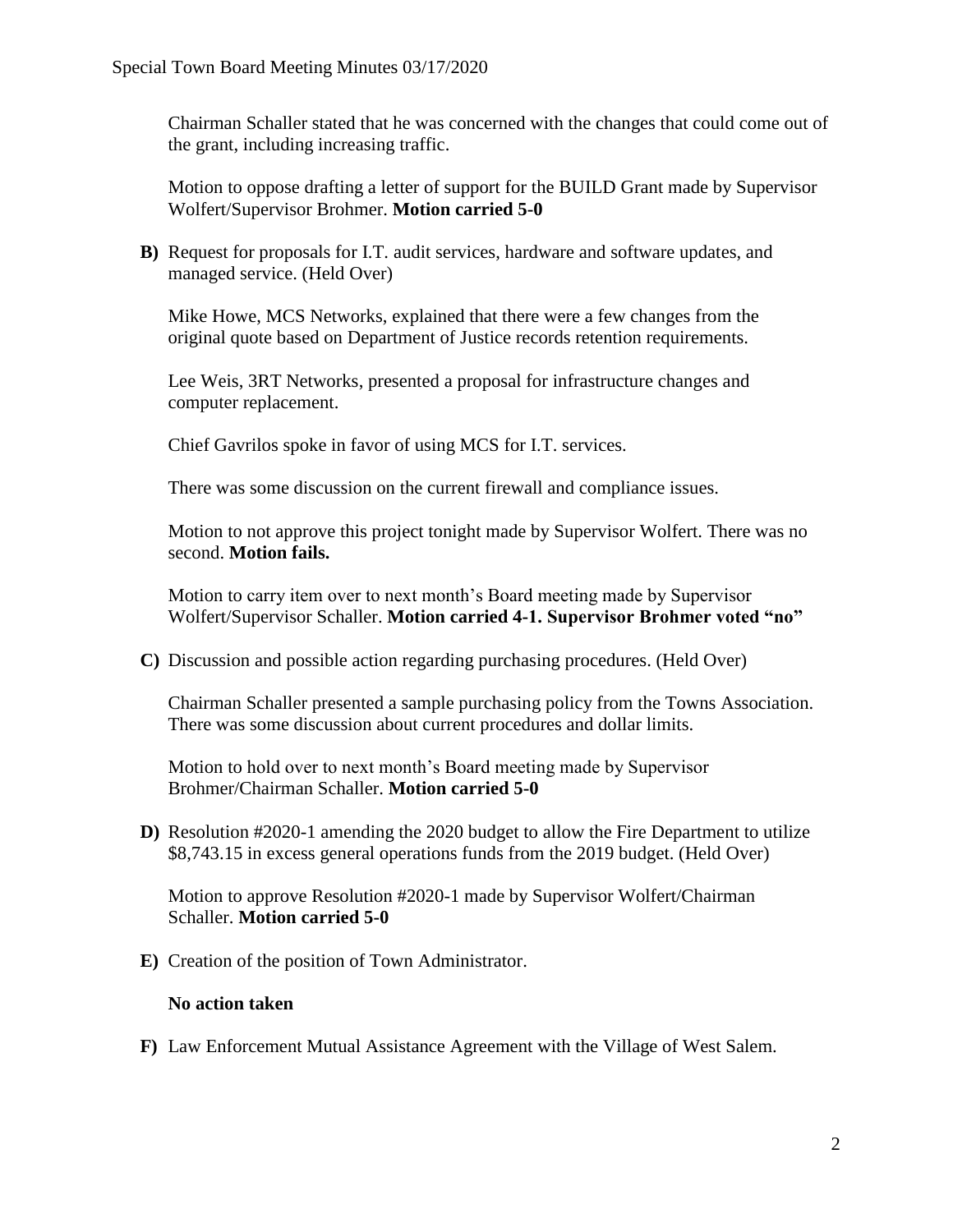Chairman Schaller stated that he was concerned with the changes that could come out of the grant, including increasing traffic.

Motion to oppose drafting a letter of support for the BUILD Grant made by Supervisor Wolfert/Supervisor Brohmer. **Motion carried 5-0**

**B)** Request for proposals for I.T. audit services, hardware and software updates, and managed service. (Held Over)

Mike Howe, MCS Networks, explained that there were a few changes from the original quote based on Department of Justice records retention requirements.

Lee Weis, 3RT Networks, presented a proposal for infrastructure changes and computer replacement.

Chief Gavrilos spoke in favor of using MCS for I.T. services.

There was some discussion on the current firewall and compliance issues.

Motion to not approve this project tonight made by Supervisor Wolfert. There was no second. **Motion fails.**

Motion to carry item over to next month's Board meeting made by Supervisor Wolfert/Supervisor Schaller. **Motion carried 4-1. Supervisor Brohmer voted "no"**

**C)** Discussion and possible action regarding purchasing procedures. (Held Over)

Chairman Schaller presented a sample purchasing policy from the Towns Association. There was some discussion about current procedures and dollar limits.

Motion to hold over to next month's Board meeting made by Supervisor Brohmer/Chairman Schaller. **Motion carried 5-0**

**D)** Resolution #2020-1 amending the 2020 budget to allow the Fire Department to utilize $8,743.15 in excess general operations funds from the 2019 budget. (Held Over)

Motion to approve Resolution #2020-1 made by Supervisor Wolfert/Chairman Schaller. **Motion carried 5-0**

**E)** Creation of the position of Town Administrator.

**No action taken**

**F)** Law Enforcement Mutual Assistance Agreement with the Village of West Salem.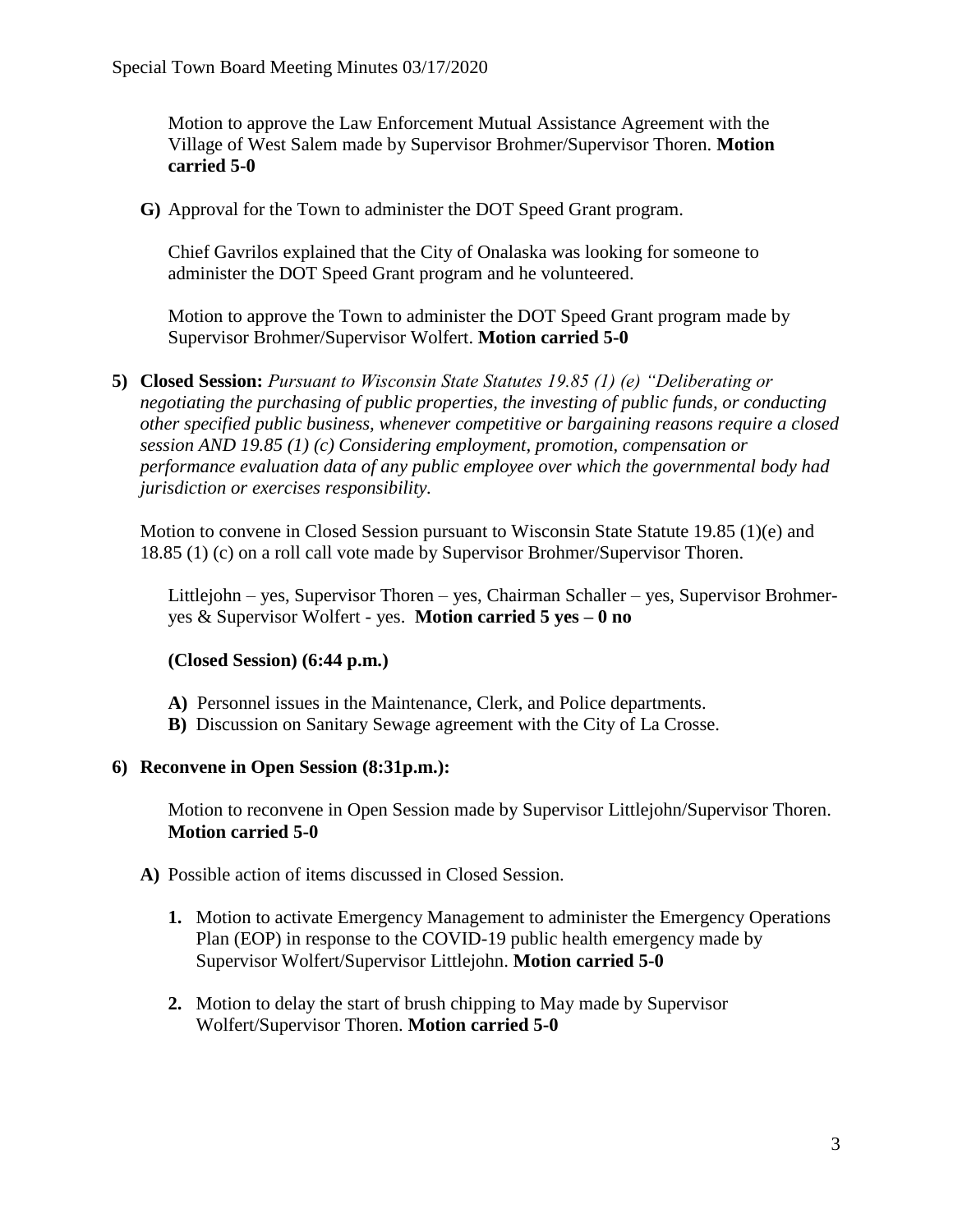Motion to approve the Law Enforcement Mutual Assistance Agreement with the Village of West Salem made by Supervisor Brohmer/Supervisor Thoren. **Motion carried 5-0**

**G)** Approval for the Town to administer the DOT Speed Grant program.

Chief Gavrilos explained that the City of Onalaska was looking for someone to administer the DOT Speed Grant program and he volunteered.

Motion to approve the Town to administer the DOT Speed Grant program made by Supervisor Brohmer/Supervisor Wolfert. **Motion carried 5-0**

**5) Closed Session:** *Pursuant to Wisconsin State Statutes 19.85 (1) (e) "Deliberating or negotiating the purchasing of public properties, the investing of public funds, or conducting other specified public business, whenever competitive or bargaining reasons require a closed session AND 19.85 (1) (c) Considering employment, promotion, compensation or performance evaluation data of any public employee over which the governmental body had jurisdiction or exercises responsibility.*

Motion to convene in Closed Session pursuant to Wisconsin State Statute 19.85 (1)(e) and 18.85 (1) (c) on a roll call vote made by Supervisor Brohmer/Supervisor Thoren.

Littlejohn – yes, Supervisor Thoren – yes, Chairman Schaller – yes, Supervisor Brohmer-yes & Supervisor Wolfert - yes. **Motion carried 5 yes – 0 no**

**(Closed Session) (6:44 p.m.)**

**A)** Personnel issues in the Maintenance, Clerk, and Police departments.
**B)** Discussion on Sanitary Sewage agreement with the City of La Crosse.

**6) Reconvene in Open Session (8:31p.m.):**

Motion to reconvene in Open Session made by Supervisor Littlejohn/Supervisor Thoren. **Motion carried 5-0**

**A)** Possible action of items discussed in Closed Session.

1. Motion to activate Emergency Management to administer the Emergency Operations Plan (EOP) in response to the COVID-19 public health emergency made by Supervisor Wolfert/Supervisor Littlejohn. **Motion carried 5-0**

2. Motion to delay the start of brush chipping to May made by Supervisor Wolfert/Supervisor Thoren. **Motion carried 5-0**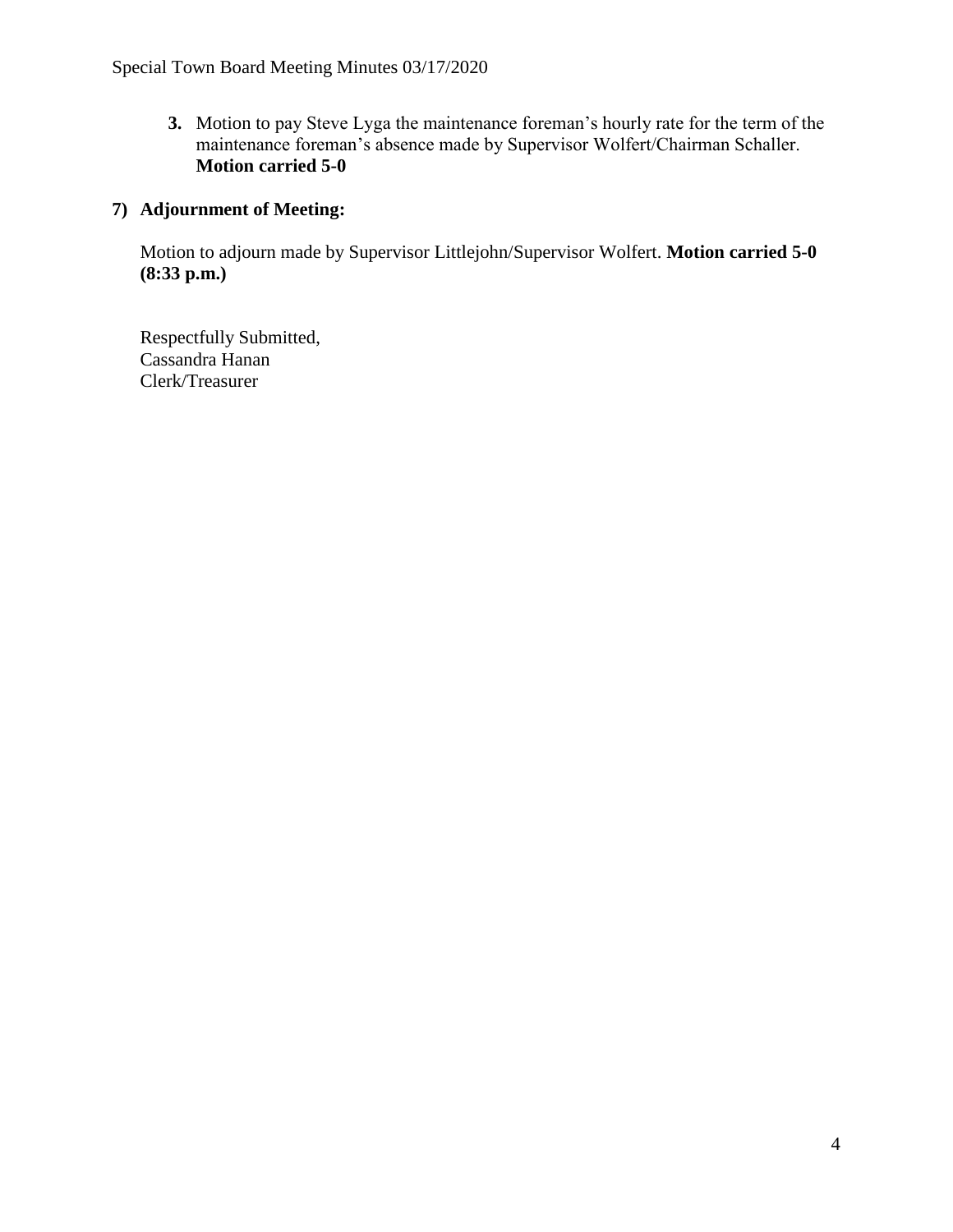3. Motion to pay Steve Lyga the maintenance foreman's hourly rate for the term of the maintenance foreman's absence made by Supervisor Wolfert/Chairman Schaller. **Motion carried 5-0**

## 7) Adjournment of Meeting:

Motion to adjourn made by Supervisor Littlejohn/Supervisor Wolfert. **Motion carried 5-0 (8:33 p.m.)**

Respectfully Submitted,
Cassandra Hanan
Clerk/Treasurer